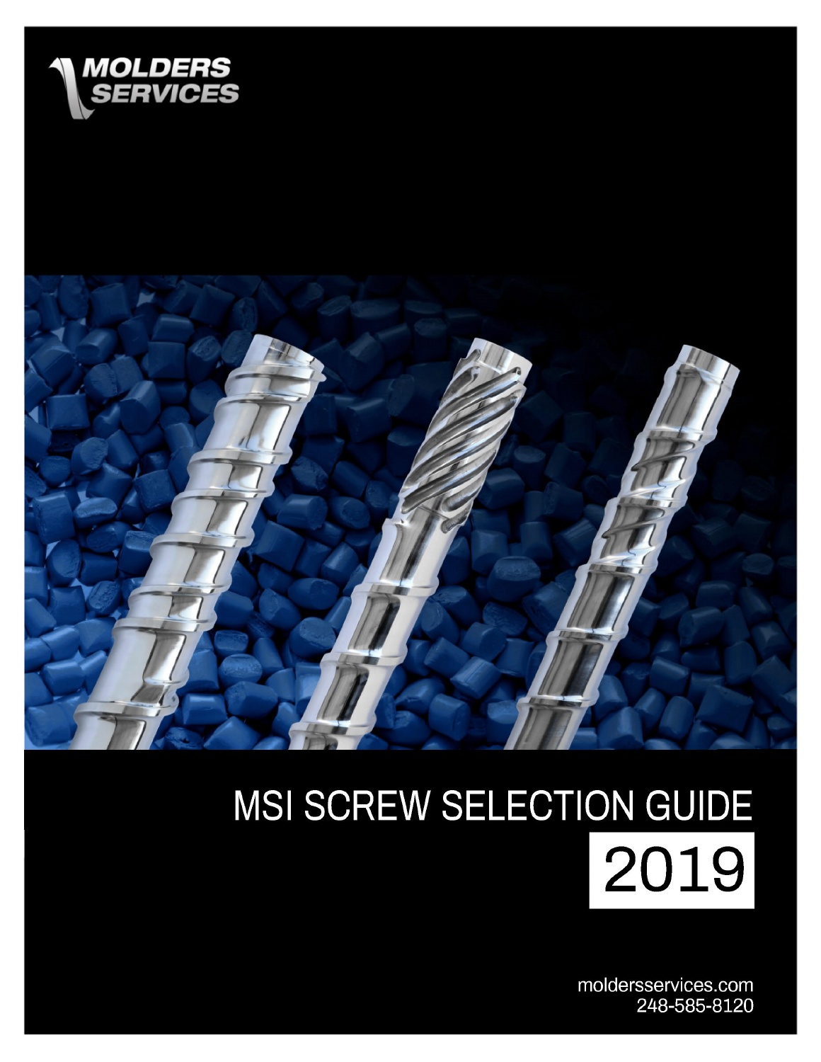MOLDERS SERVICES

# MSI SCREW SELECTION GUIDE

2019

moldersservices.com
248-585-8120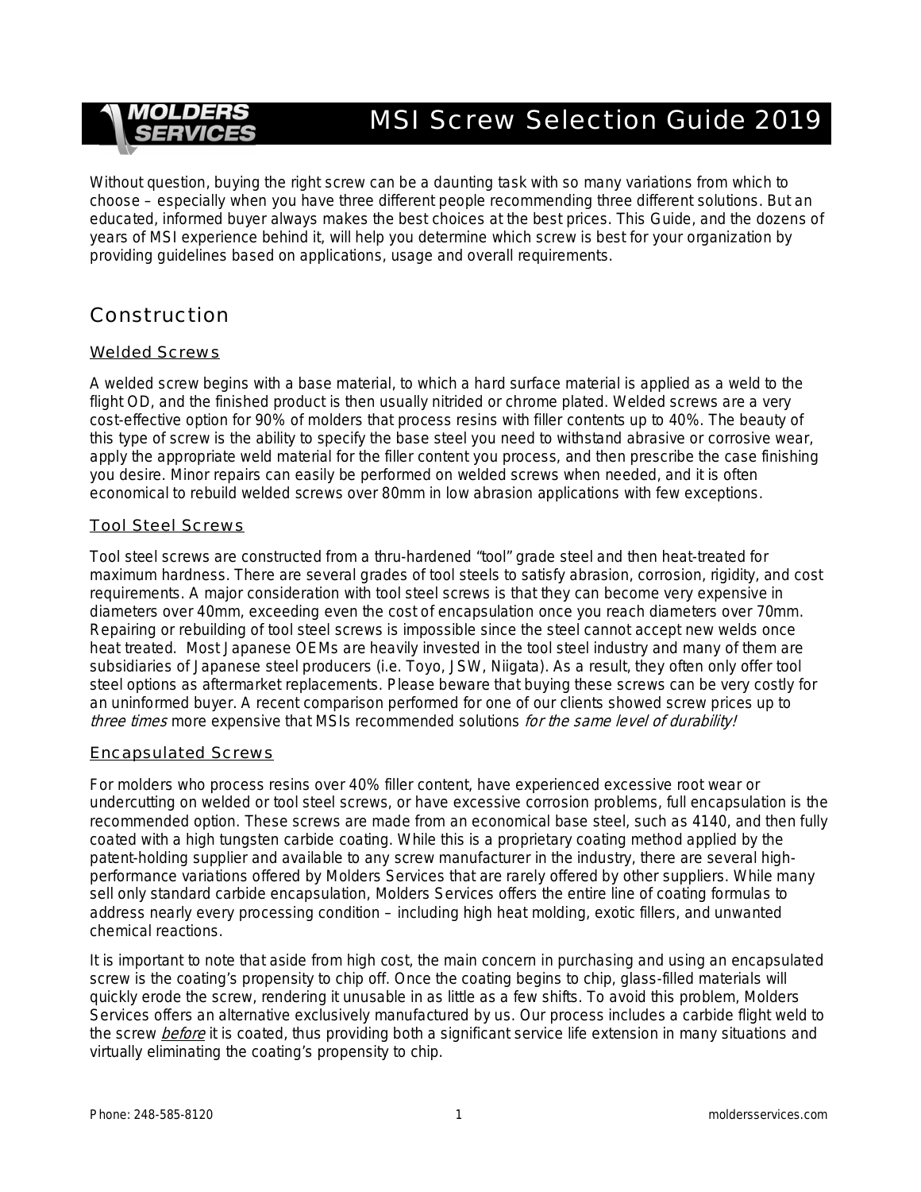# MSI Screw Selection Guide 2019

Without question, buying the right screw can be a daunting task with so many variations from which to choose – especially when you have three different people recommending three different solutions. But an educated, informed buyer always makes the best choices at the best prices. This Guide, and the dozens of years of MSI experience behind it, will help you determine which screw is best for your organization by providing guidelines based on applications, usage and overall requirements.

## Construction

### Welded Screws

A welded screw begins with a base material, to which a hard surface material is applied as a weld to the flight OD, and the finished product is then usually nitrided or chrome plated. Welded screws are a very cost-effective option for 90% of molders that process resins with filler contents up to 40%. The beauty of this type of screw is the ability to specify the base steel you need to withstand abrasive or corrosive wear, apply the appropriate weld material for the filler content you process, and then prescribe the case finishing you desire. Minor repairs can easily be performed on welded screws when needed, and it is often economical to rebuild welded screws over 80mm in low abrasion applications with few exceptions.

### Tool Steel Screws

Tool steel screws are constructed from a thru-hardened "tool" grade steel and then heat-treated for maximum hardness. There are several grades of tool steels to satisfy abrasion, corrosion, rigidity, and cost requirements. A major consideration with tool steel screws is that they can become very expensive in diameters over 40mm, exceeding even the cost of encapsulation once you reach diameters over 70mm. Repairing or rebuilding of tool steel screws is impossible since the steel cannot accept new welds once heat treated. Most Japanese OEMs are heavily invested in the tool steel industry and many of them are subsidiaries of Japanese steel producers (i.e. Toyo, JSW, Niigata). As a result, they often only offer tool steel options as aftermarket replacements. Please beware that buying these screws can be very costly for an uninformed buyer. A recent comparison performed for one of our clients showed screw prices up to *three times* more expensive that MSIs recommended solutions *for the same level of durability!*

### Encapsulated Screws

For molders who process resins over 40% filler content, have experienced excessive root wear or undercutting on welded or tool steel screws, or have excessive corrosion problems, full encapsulation is the recommended option. These screws are made from an economical base steel, such as 4140, and then fully coated with a high tungsten carbide coating. While this is a proprietary coating method applied by the patent-holding supplier and available to any screw manufacturer in the industry, there are several high-performance variations offered by Molders Services that are rarely offered by other suppliers. While many sell only standard carbide encapsulation, Molders Services offers the entire line of coating formulas to address nearly every processing condition – including high heat molding, exotic fillers, and unwanted chemical reactions.

It is important to note that aside from high cost, the main concern in purchasing and using an encapsulated screw is the coating's propensity to chip off. Once the coating begins to chip, glass-filled materials will quickly erode the screw, rendering it unusable in as little as a few shifts. To avoid this problem, Molders Services offers an alternative exclusively manufactured by us. Our process includes a carbide flight weld to the screw *before* it is coated, thus providing both a significant service life extension in many situations and virtually eliminating the coating's propensity to chip.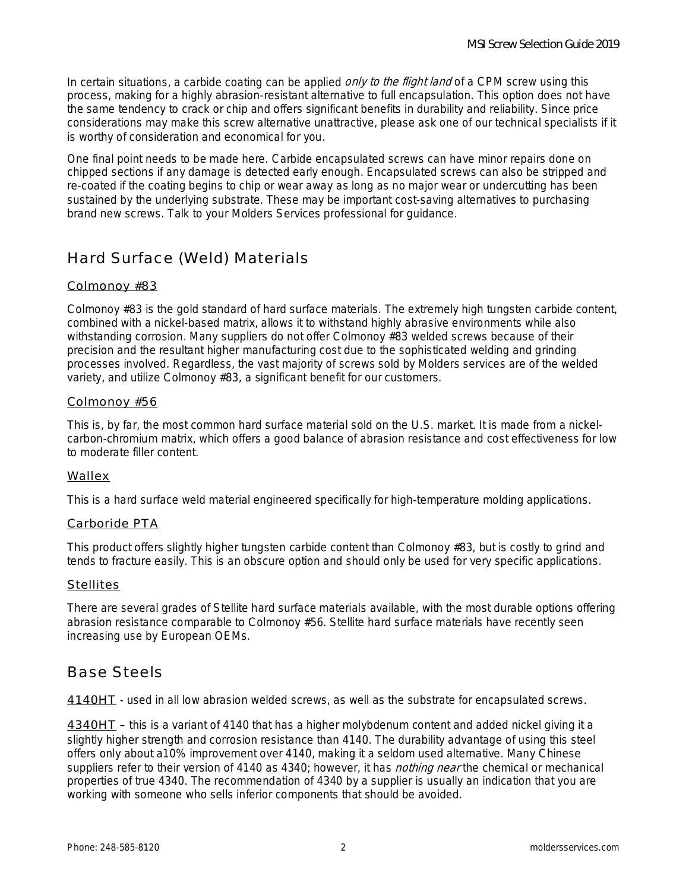In certain situations, a carbide coating can be applied *only to the flight land* of a CPM screw using this process, making for a highly abrasion-resistant alternative to full encapsulation. This option does not have the same tendency to crack or chip and offers significant benefits in durability and reliability. Since price considerations may make this screw alternative unattractive, please ask one of our technical specialists if it is worthy of consideration and economical for you.

One final point needs to be made here. Carbide encapsulated screws can have minor repairs done on chipped sections if any damage is detected early enough. Encapsulated screws can also be stripped and re-coated if the coating begins to chip or wear away as long as no major wear or undercutting has been sustained by the underlying substrate. These may be important cost-saving alternatives to purchasing brand new screws. Talk to your Molders Services professional for guidance.

## Hard Surface (Weld) Materials

### Colmonoy #83

Colmonoy #83 is the gold standard of hard surface materials. The extremely high tungsten carbide content, combined with a nickel-based matrix, allows it to withstand highly abrasive environments while also withstanding corrosion. Many suppliers do not offer Colmonoy #83 welded screws because of their precision and the resultant higher manufacturing cost due to the sophisticated welding and grinding processes involved. Regardless, the vast majority of screws sold by Molders services are of the welded variety, and utilize Colmonoy #83, a significant benefit for our customers.

### Colmonoy #56

This is, by far, the most common hard surface material sold on the U.S. market. It is made from a nickel-carbon-chromium matrix, which offers a good balance of abrasion resistance and cost effectiveness for low to moderate filler content.

### Wallex

This is a hard surface weld material engineered specifically for high-temperature molding applications.

### Carboride PTA

This product offers slightly higher tungsten carbide content than Colmonoy #83, but is costly to grind and tends to fracture easily. This is an obscure option and should only be used for very specific applications.

### Stellites

There are several grades of Stellite hard surface materials available, with the most durable options offering abrasion resistance comparable to Colmonoy #56. Stellite hard surface materials have recently seen increasing use by European OEMs.

## Base Steels

4140HT - used in all low abrasion welded screws, as well as the substrate for encapsulated screws.

4340HT – this is a variant of 4140 that has a higher molybdenum content and added nickel giving it a slightly higher strength and corrosion resistance than 4140. The durability advantage of using this steel offers only about a10% improvement over 4140, making it a seldom used alternative. Many Chinese suppliers refer to their version of 4140 as 4340; however, it has *nothing near* the chemical or mechanical properties of true 4340. The recommendation of 4340 by a supplier is usually an indication that you are working with someone who sells inferior components that should be avoided.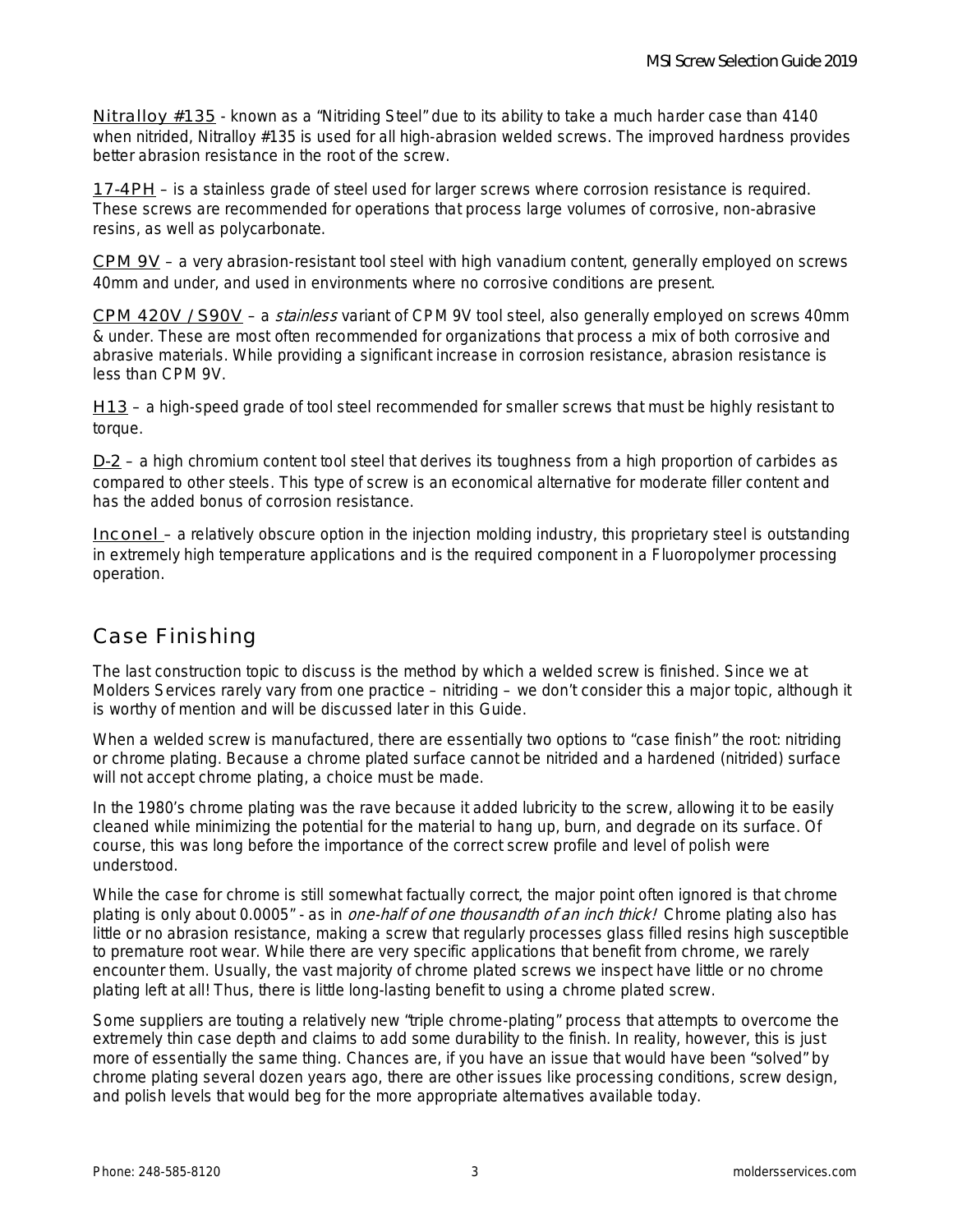Nitralloy #135 - known as a "Nitriding Steel" due to its ability to take a much harder case than 4140 when nitrided, Nitralloy #135 is used for all high-abrasion welded screws. The improved hardness provides better abrasion resistance in the root of the screw.

17-4PH – is a stainless grade of steel used for larger screws where corrosion resistance is required. These screws are recommended for operations that process large volumes of corrosive, non-abrasive resins, as well as polycarbonate.

CPM 9V – a very abrasion-resistant tool steel with high vanadium content, generally employed on screws 40mm and under, and used in environments where no corrosive conditions are present.

CPM 420V / S90V – a *stainless* variant of CPM 9V tool steel, also generally employed on screws 40mm & under. These are most often recommended for organizations that process a mix of both corrosive and abrasive materials. While providing a significant increase in corrosion resistance, abrasion resistance is less than CPM 9V.

H13 – a high-speed grade of tool steel recommended for smaller screws that must be highly resistant to torque.

D-2 – a high chromium content tool steel that derives its toughness from a high proportion of carbides as compared to other steels. This type of screw is an economical alternative for moderate filler content and has the added bonus of corrosion resistance.

Inconel – a relatively obscure option in the injection molding industry, this proprietary steel is outstanding in extremely high temperature applications and is the required component in a Fluoropolymer processing operation.

## Case Finishing

The last construction topic to discuss is the method by which a welded screw is finished. Since we at Molders Services rarely vary from one practice – nitriding – we don't consider this a major topic, although it is worthy of mention and will be discussed later in this Guide.

When a welded screw is manufactured, there are essentially two options to "case finish" the root: nitriding or chrome plating. Because a chrome plated surface cannot be nitrided and a hardened (nitrided) surface will not accept chrome plating, a choice must be made.

In the 1980's chrome plating was the rave because it added lubricity to the screw, allowing it to be easily cleaned while minimizing the potential for the material to hang up, burn, and degrade on its surface. Of course, this was long before the importance of the correct screw profile and level of polish were understood.

While the case for chrome is still somewhat factually correct, the major point often ignored is that chrome plating is only about 0.0005" - as in *one-half of one thousandth of an inch thick!* Chrome plating also has little or no abrasion resistance, making a screw that regularly processes glass filled resins high susceptible to premature root wear. While there are very specific applications that benefit from chrome, we rarely encounter them. Usually, the vast majority of chrome plated screws we inspect have little or no chrome plating left at all! Thus, there is little long-lasting benefit to using a chrome plated screw.

Some suppliers are touting a relatively new "triple chrome-plating" process that attempts to overcome the extremely thin case depth and claims to add some durability to the finish. In reality, however, this is just more of essentially the same thing. Chances are, if you have an issue that would have been "solved" by chrome plating several dozen years ago, there are other issues like processing conditions, screw design, and polish levels that would beg for the more appropriate alternatives available today.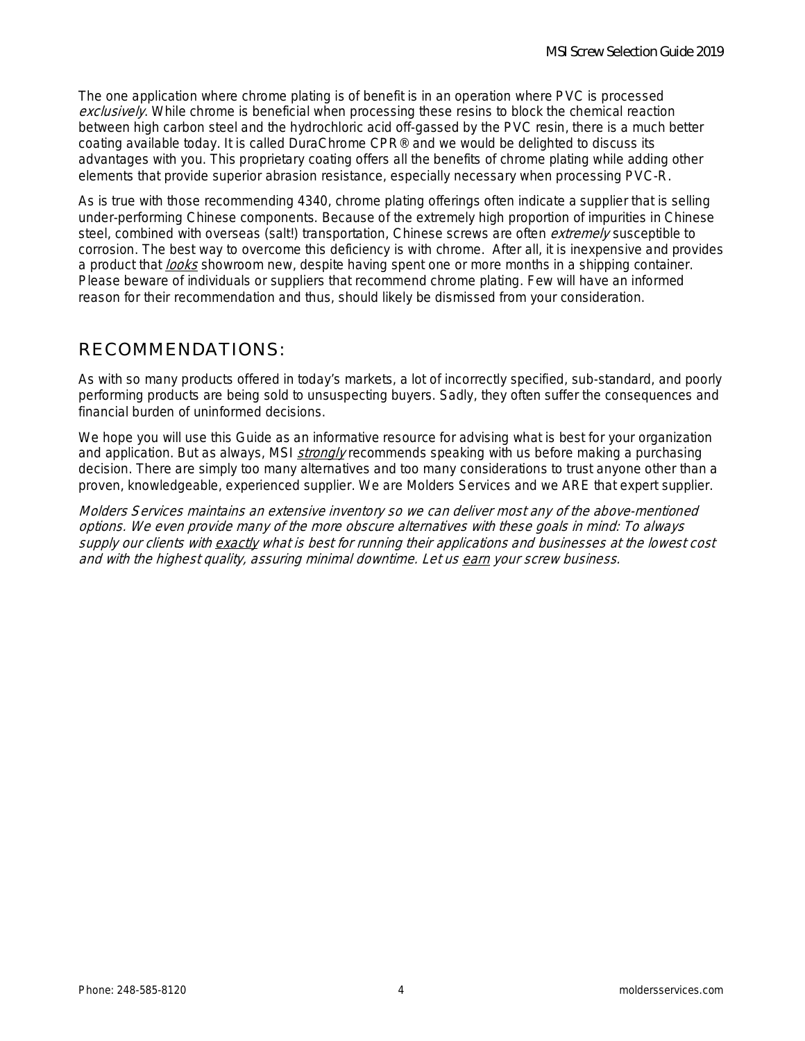The one application where chrome plating is of benefit is in an operation where PVC is processed *exclusively*. While chrome is beneficial when processing these resins to block the chemical reaction between high carbon steel and the hydrochloric acid off-gassed by the PVC resin, there is a much better coating available today. It is called DuraChrome CPR® and we would be delighted to discuss its advantages with you. This proprietary coating offers all the benefits of chrome plating while adding other elements that provide superior abrasion resistance, especially necessary when processing PVC-R.

As is true with those recommending 4340, chrome plating offerings often indicate a supplier that is selling under-performing Chinese components. Because of the extremely high proportion of impurities in Chinese steel, combined with overseas (salt!) transportation, Chinese screws are often *extremely* susceptible to corrosion. The best way to overcome this deficiency is with chrome. After all, it is inexpensive and provides a product that *looks* showroom new, despite having spent one or more months in a shipping container. Please beware of individuals or suppliers that recommend chrome plating. Few will have an informed reason for their recommendation and thus, should likely be dismissed from your consideration.

## RECOMMENDATIONS:

As with so many products offered in today's markets, a lot of incorrectly specified, sub-standard, and poorly performing products are being sold to unsuspecting buyers. Sadly, they often suffer the consequences and financial burden of uninformed decisions.

We hope you will use this Guide as an informative resource for advising what is best for your organization and application. But as always, MSI *strongly* recommends speaking with us before making a purchasing decision. There are simply too many alternatives and too many considerations to trust anyone other than a proven, knowledgeable, experienced supplier. We are Molders Services and we ARE that expert supplier.

*Molders Services maintains an extensive inventory so we can deliver most any of the above-mentioned options. We even provide many of the more obscure alternatives with these goals in mind: To always supply our clients with exactly what is best for running their applications and businesses at the lowest cost and with the highest quality, assuring minimal downtime. Let us earn your screw business.*